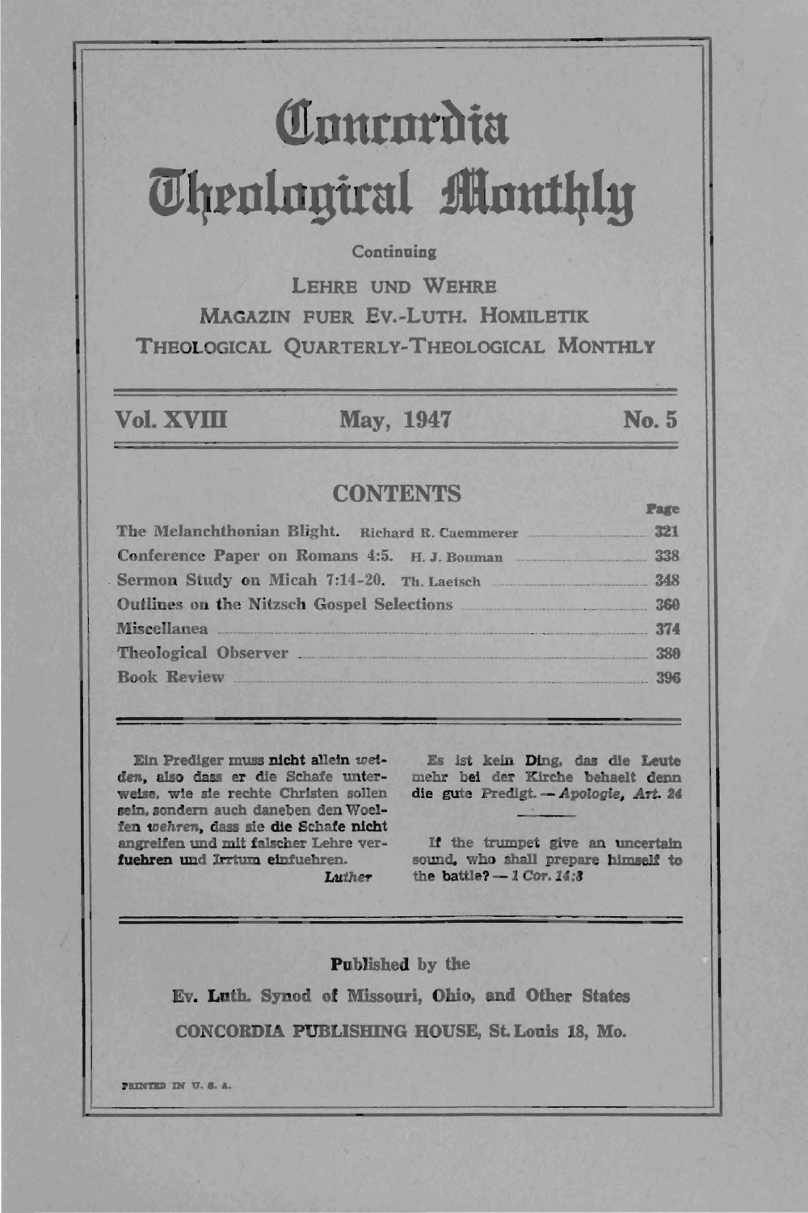# Concordia Theological Monthly

Continuing

LEHRE UND WEHRE
MAGAZIN FUER EV.-LUTH. HOMILETIK
THEOLOGICAL QUARTERLY-THEOLOGICAL MONTHLY

**Vol. XVIII** | **May, 1947** | **No. 5**

## CONTENTS

| | Page |
|---|---|
| The Melanchthonian Blight. Richard R. Caemmerer | 321 |
| Conference Paper on Romans 4:5. H. J. Bouman | 338 |
| Sermon Study on Micah 7:14-20. Th. Laetsch | 348 |
| Outlines on the Nitzsch Gospel Selections | 360 |
| Miscellanea | 374 |
| Theological Observer | 380 |
| Book Review | 396 |

Ein Prediger muss nicht allein *weiden*, also dass er die Schafe unterweise, wie sie rechte Christen sollen sein, sondern auch daneben den Woelfen *wehren*, dass sie die Schafe nicht angreifen und mit falscher Lehre verfuehren und Irrtum einfuehren.
*Luther*

Es ist kein Ding, das die Leute mehr bei der Kirche behaelt denn die gute Predigt. — *Apologie, Art. 24*

If the trumpet give an uncertain sound, who shall prepare himself to the battle? — *1 Cor. 14:8*

Published by the

Ev. Luth. Synod of Missouri, Ohio, and Other States

CONCORDIA PUBLISHING HOUSE, St. Louis 18, Mo.

PRINTED IN U. S. A.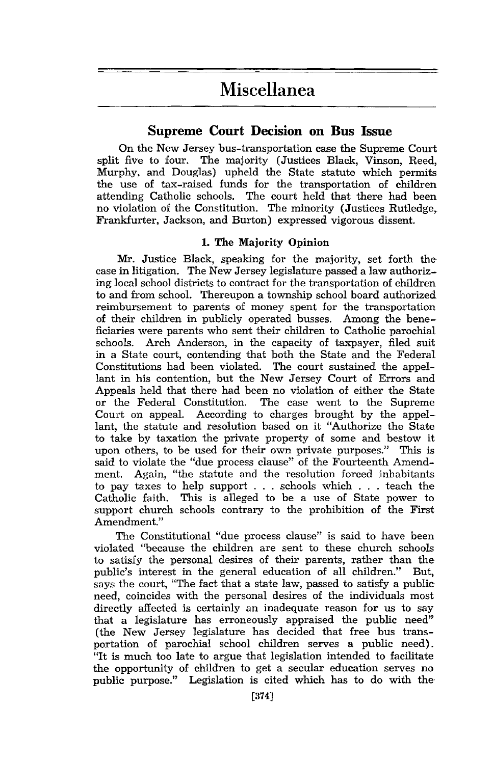# Miscellanea

## Supreme Court Decision on Bus Issue

On the New Jersey bus-transportation case the Supreme Court split five to four. The majority (Justices Black, Vinson, Reed, Murphy, and Douglas) upheld the State statute which permits the use of tax-raised funds for the transportation of children attending Catholic schools. The court held that there had been no violation of the Constitution. The minority (Justices Rutledge, Frankfurter, Jackson, and Burton) expressed vigorous dissent.

### 1. The Majority Opinion

Mr. Justice Black, speaking for the majority, set forth the case in litigation. The New Jersey legislature passed a law authorizing local school districts to contract for the transportation of children to and from school. Thereupon a township school board authorized reimbursement to parents of money spent for the transportation of their children in publicly operated busses. Among the beneficiaries were parents who sent their children to Catholic parochial schools. Arch Anderson, in the capacity of taxpayer, filed suit in a State court, contending that both the State and the Federal Constitutions had been violated. The court sustained the appellant in his contention, but the New Jersey Court of Errors and Appeals held that there had been no violation of either the State or the Federal Constitution. The case went to the Supreme Court on appeal. According to charges brought by the appellant, the statute and resolution based on it "Authorize the State to take by taxation the private property of some and bestow it upon others, to be used for their own private purposes." This is said to violate the "due process clause" of the Fourteenth Amendment. Again, "the statute and the resolution forced inhabitants to pay taxes to help support . . . schools which . . . teach the Catholic faith. This is alleged to be a use of State power to support church schools contrary to the prohibition of the First Amendment."

The Constitutional "due process clause" is said to have been violated "because the children are sent to these church schools to satisfy the personal desires of their parents, rather than the public's interest in the general education of all children." But, says the court, "The fact that a state law, passed to satisfy a public need, coincides with the personal desires of the individuals most directly affected is certainly an inadequate reason for us to say that a legislature has erroneously appraised the public need" (the New Jersey legislature has decided that free bus transportation of parochial school children serves a public need). "It is much too late to argue that legislation intended to facilitate the opportunity of children to get a secular education serves no public purpose." Legislation is cited which has to do with the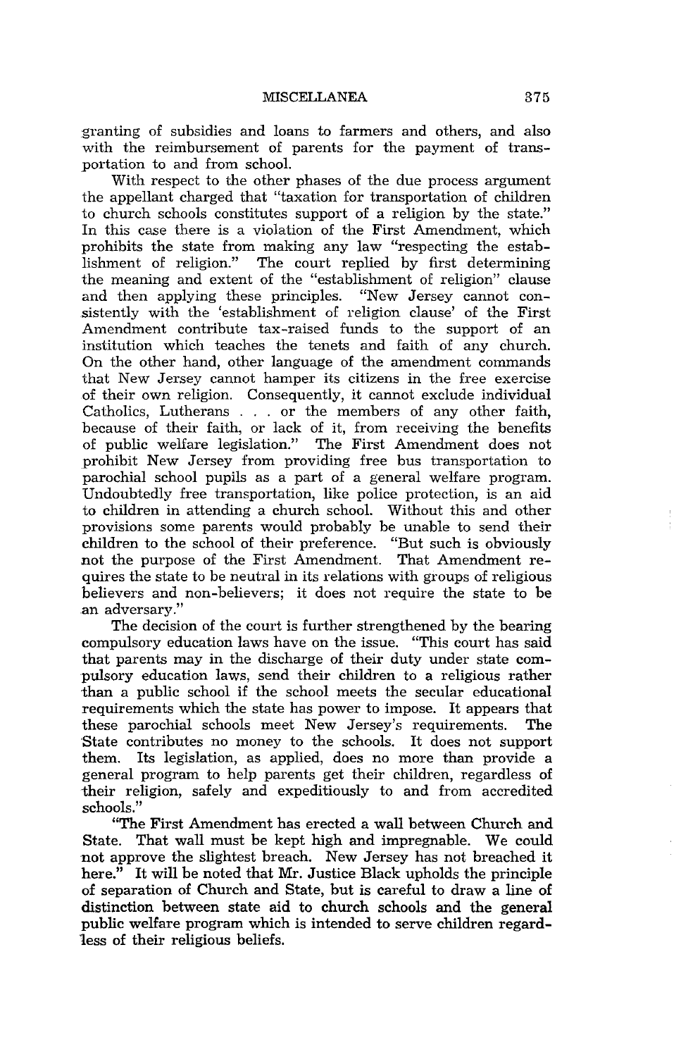granting of subsidies and loans to farmers and others, and also with the reimbursement of parents for the payment of transportation to and from school.

With respect to the other phases of the due process argument the appellant charged that "taxation for transportation of children to church schools constitutes support of a religion by the state." In this case there is a violation of the First Amendment, which prohibits the state from making any law "respecting the establishment of religion." The court replied by first determining the meaning and extent of the "establishment of religion" clause and then applying these principles. "New Jersey cannot consistently with the 'establishment of religion clause' of the First Amendment contribute tax-raised funds to the support of an institution which teaches the tenets and faith of any church. On the other hand, other language of the amendment commands that New Jersey cannot hamper its citizens in the free exercise of their own religion. Consequently, it cannot exclude individual Catholics, Lutherans . . . or the members of any other faith, because of their faith, or lack of it, from receiving the benefits of public welfare legislation." The First Amendment does not prohibit New Jersey from providing free bus transportation to parochial school pupils as a part of a general welfare program. Undoubtedly free transportation, like police protection, is an aid to children in attending a church school. Without this and other provisions some parents would probably be unable to send their children to the school of their preference. "But such is obviously not the purpose of the First Amendment. That Amendment requires the state to be neutral in its relations with groups of religious believers and non-believers; it does not require the state to be an adversary."

The decision of the court is further strengthened by the bearing compulsory education laws have on the issue. "This court has said that parents may in the discharge of their duty under state compulsory education laws, send their children to a religious rather than a public school if the school meets the secular educational requirements which the state has power to impose. It appears that these parochial schools meet New Jersey's requirements. The State contributes no money to the schools. It does not support them. Its legislation, as applied, does no more than provide a general program to help parents get their children, regardless of their religion, safely and expeditiously to and from accredited schools."

"The First Amendment has erected a wall between Church and State. That wall must be kept high and impregnable. We could not approve the slightest breach. New Jersey has not breached it here." It will be noted that Mr. Justice Black upholds the principle of separation of Church and State, but is careful to draw a line of distinction between state aid to church schools and the general public welfare program which is intended to serve children regardless of their religious beliefs.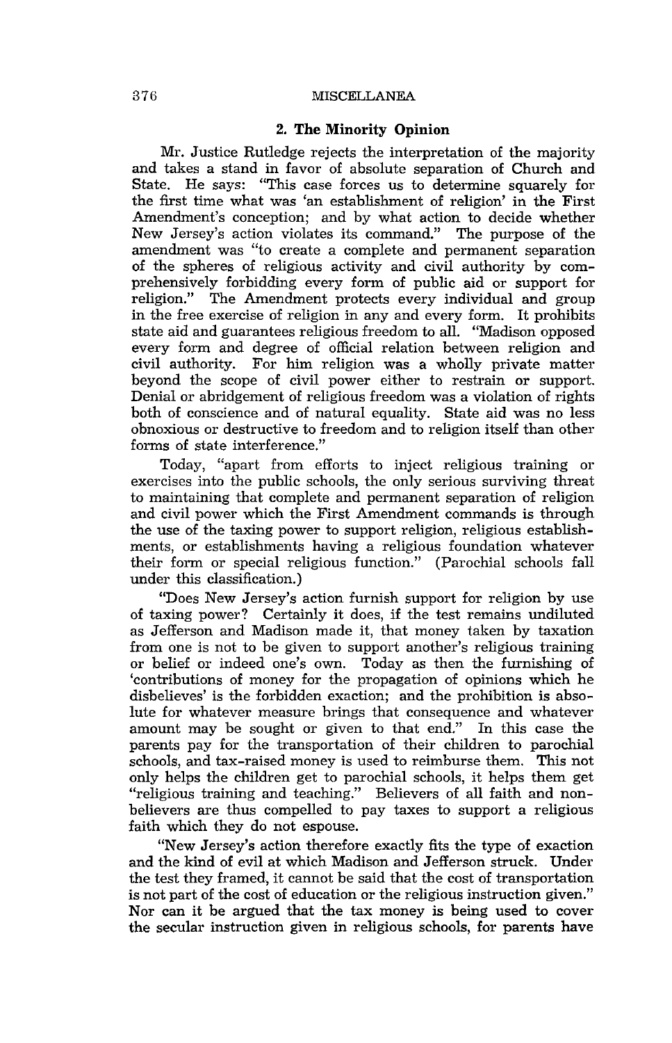## 2. The Minority Opinion

Mr. Justice Rutledge rejects the interpretation of the majority and takes a stand in favor of absolute separation of Church and State. He says: "This case forces us to determine squarely for the first time what was 'an establishment of religion' in the First Amendment's conception; and by what action to decide whether New Jersey's action violates its command." The purpose of the amendment was "to create a complete and permanent separation of the spheres of religious activity and civil authority by comprehensively forbidding every form of public aid or support for religion." The Amendment protects every individual and group in the free exercise of religion in any and every form. It prohibits state aid and guarantees religious freedom to all. "Madison opposed every form and degree of official relation between religion and civil authority. For him religion was a wholly private matter beyond the scope of civil power either to restrain or support. Denial or abridgement of religious freedom was a violation of rights both of conscience and of natural equality. State aid was no less obnoxious or destructive to freedom and to religion itself than other forms of state interference."

Today, "apart from efforts to inject religious training or exercises into the public schools, the only serious surviving threat to maintaining that complete and permanent separation of religion and civil power which the First Amendment commands is through the use of the taxing power to support religion, religious establishments, or establishments having a religious foundation whatever their form or special religious function." (Parochial schools fall under this classification.)

"Does New Jersey's action furnish support for religion by use of taxing power? Certainly it does, if the test remains undiluted as Jefferson and Madison made it, that money taken by taxation from one is not to be given to support another's religious training or belief or indeed one's own. Today as then the furnishing of 'contributions of money for the propagation of opinions which he disbelieves' is the forbidden exaction; and the prohibition is absolute for whatever measure brings that consequence and whatever amount may be sought or given to that end." In this case the parents pay for the transportation of their children to parochial schools, and tax-raised money is used to reimburse them. This not only helps the children get to parochial schools, it helps them get "religious training and teaching." Believers of all faith and nonbelievers are thus compelled to pay taxes to support a religious faith which they do not espouse.

"New Jersey's action therefore exactly fits the type of exaction and the kind of evil at which Madison and Jefferson struck. Under the test they framed, it cannot be said that the cost of transportation is not part of the cost of education or the religious instruction given." Nor can it be argued that the tax money is being used to cover the secular instruction given in religious schools, for parents have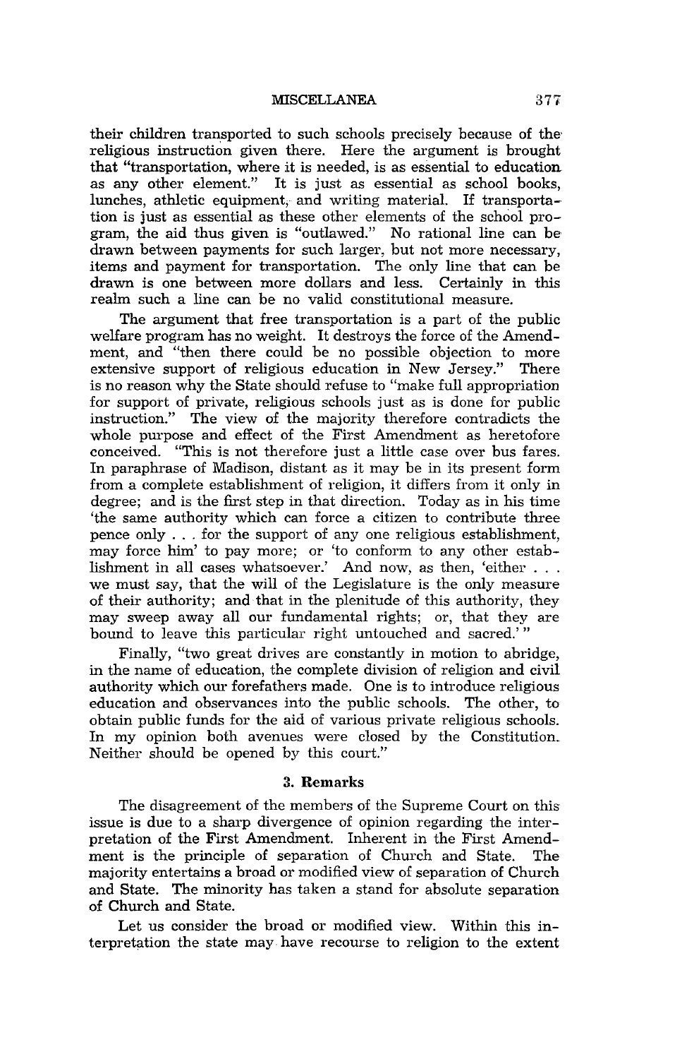their children transported to such schools precisely because of the religious instruction given there. Here the argument is brought that "transportation, where it is needed, is as essential to education as any other element." It is just as essential as school books, lunches, athletic equipment, and writing material. If transportation is just as essential as these other elements of the school program, the aid thus given is "outlawed." No rational line can be drawn between payments for such larger, but not more necessary, items and payment for transportation. The only line that can be drawn is one between more dollars and less. Certainly in this realm such a line can be no valid constitutional measure.

The argument that free transportation is a part of the public welfare program has no weight. It destroys the force of the Amendment, and "then there could be no possible objection to more extensive support of religious education in New Jersey." There is no reason why the State should refuse to "make full appropriation for support of private, religious schools just as is done for public instruction." The view of the majority therefore contradicts the whole purpose and effect of the First Amendment as heretofore conceived. "This is not therefore just a little case over bus fares. In paraphrase of Madison, distant as it may be in its present form from a complete establishment of religion, it differs from it only in degree; and is the first step in that direction. Today as in his time 'the same authority which can force a citizen to contribute three pence only . . . for the support of any one religious establishment, may force him' to pay more; or 'to conform to any other establishment in all cases whatsoever.' And now, as then, 'either . . . we must say, that the will of the Legislature is the only measure of their authority; and that in the plenitude of this authority, they may sweep away all our fundamental rights; or, that they are bound to leave this particular right untouched and sacred.'"

Finally, "two great drives are constantly in motion to abridge, in the name of education, the complete division of religion and civil authority which our forefathers made. One is to introduce religious education and observances into the public schools. The other, to obtain public funds for the aid of various private religious schools. In my opinion both avenues were closed by the Constitution. Neither should be opened by this court."

### 3. Remarks

The disagreement of the members of the Supreme Court on this issue is due to a sharp divergence of opinion regarding the interpretation of the First Amendment. Inherent in the First Amendment is the principle of separation of Church and State. The majority entertains a broad or modified view of separation of Church and State. The minority has taken a stand for absolute separation of Church and State.

Let us consider the broad or modified view. Within this interpretation the state may have recourse to religion to the extent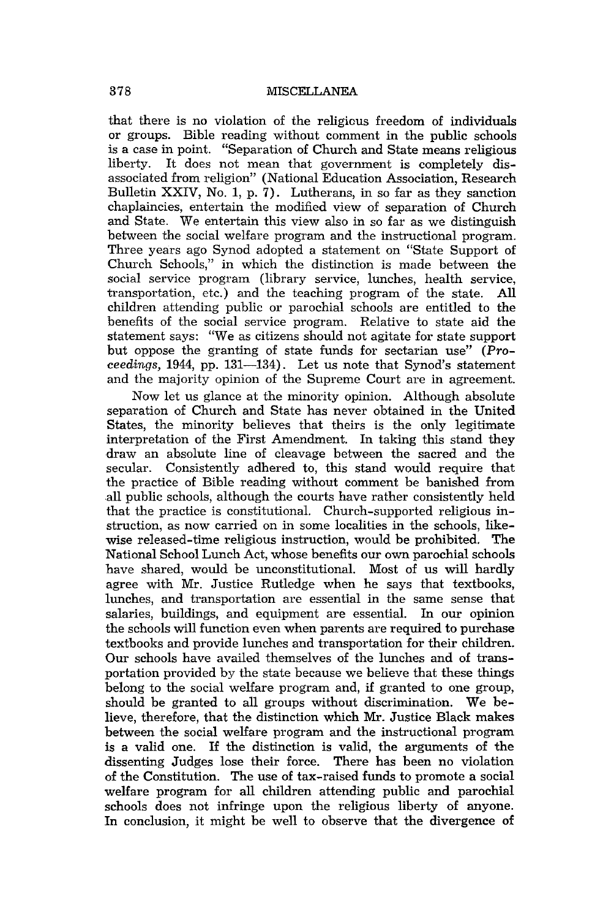that there is no violation of the religious freedom of individuals or groups. Bible reading without comment in the public schools is a case in point. "Separation of Church and State means religious liberty. It does not mean that government is completely dis-associated from religion" (National Education Association, Research Bulletin XXIV, No. 1, p. 7). Lutherans, in so far as they sanction chaplaincies, entertain the modified view of separation of Church and State. We entertain this view also in so far as we distinguish between the social welfare program and the instructional program. Three years ago Synod adopted a statement on "State Support of Church Schools," in which the distinction is made between the social service program (library service, lunches, health service, transportation, etc.) and the teaching program of the state. All children attending public or parochial schools are entitled to the benefits of the social service program. Relative to state aid the statement says: "We as citizens should not agitate for state support but oppose the granting of state funds for sectarian use" (*Proceedings*, 1944, pp. 131—134). Let us note that Synod's statement and the majority opinion of the Supreme Court are in agreement.

Now let us glance at the minority opinion. Although absolute separation of Church and State has never obtained in the United States, the minority believes that theirs is the only legitimate interpretation of the First Amendment. In taking this stand they draw an absolute line of cleavage between the sacred and the secular. Consistently adhered to, this stand would require that the practice of Bible reading without comment be banished from all public schools, although the courts have rather consistently held that the practice is constitutional. Church-supported religious instruction, as now carried on in some localities in the schools, likewise released-time religious instruction, would be prohibited. The National School Lunch Act, whose benefits our own parochial schools have shared, would be unconstitutional. Most of us will hardly agree with Mr. Justice Rutledge when he says that textbooks, lunches, and transportation are essential in the same sense that salaries, buildings, and equipment are essential. In our opinion the schools will function even when parents are required to purchase textbooks and provide lunches and transportation for their children. Our schools have availed themselves of the lunches and of transportation provided by the state because we believe that these things belong to the social welfare program and, if granted to one group, should be granted to all groups without discrimination. We believe, therefore, that the distinction which Mr. Justice Black makes between the social welfare program and the instructional program is a valid one. If the distinction is valid, the arguments of the dissenting Judges lose their force. There has been no violation of the Constitution. The use of tax-raised funds to promote a social welfare program for all children attending public and parochial schools does not infringe upon the religious liberty of anyone. In conclusion, it might be well to observe that the divergence of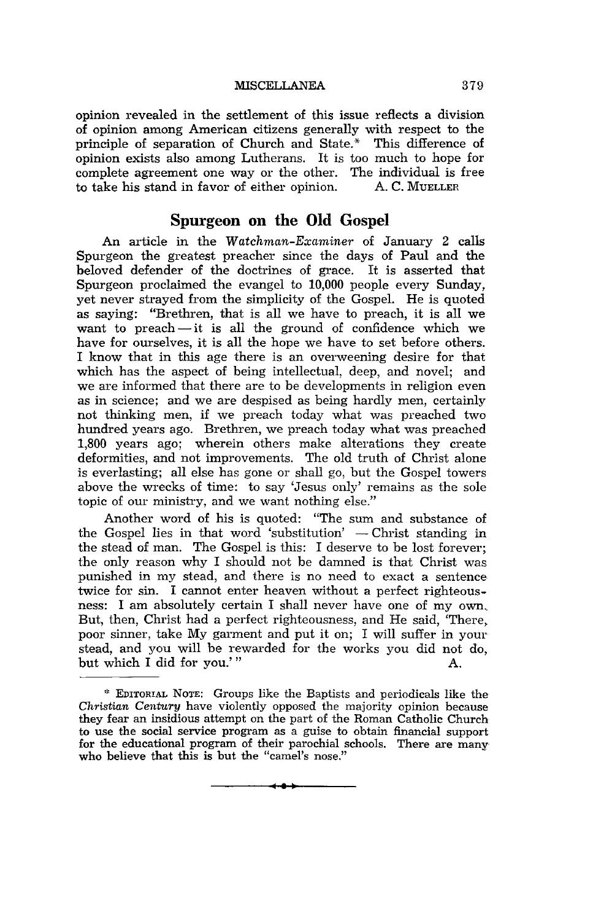opinion revealed in the settlement of this issue reflects a division of opinion among American citizens generally with respect to the principle of separation of Church and State.* This difference of opinion exists also among Lutherans. It is too much to hope for complete agreement one way or the other. The individual is free to take his stand in favor of either opinion. A. C. MUELLER

## Spurgeon on the Old Gospel

An article in the *Watchman-Examiner* of January 2 calls Spurgeon the greatest preacher since the days of Paul and the beloved defender of the doctrines of grace. It is asserted that Spurgeon proclaimed the evangel to 10,000 people every Sunday, yet never strayed from the simplicity of the Gospel. He is quoted as saying: "Brethren, that is all we have to preach, it is all we want to preach — it is all the ground of confidence which we have for ourselves, it is all the hope we have to set before others. I know that in this age there is an overweening desire for that which has the aspect of being intellectual, deep, and novel; and we are informed that there are to be developments in religion even as in science; and we are despised as being hardly men, certainly not thinking men, if we preach today what was preached two hundred years ago. Brethren, we preach today what was preached 1,800 years ago; wherein others make alterations they create deformities, and not improvements. The old truth of Christ alone is everlasting; all else has gone or shall go, but the Gospel towers above the wrecks of time: to say 'Jesus only' remains as the sole topic of our ministry, and we want nothing else."

Another word of his is quoted: "The sum and substance of the Gospel lies in that word 'substitution' — Christ standing in the stead of man. The Gospel is this: I deserve to be lost forever; the only reason why I should not be damned is that Christ was punished in my stead, and there is no need to exact a sentence twice for sin. I cannot enter heaven without a perfect righteousness: I am absolutely certain I shall never have one of my own. But, then, Christ had a perfect righteousness, and He said, 'There, poor sinner, take My garment and put it on; I will suffer in your stead, and you will be rewarded for the works you did not do, but which I did for you.'" A.

---

* EDITORIAL NOTE: Groups like the Baptists and periodicals like the *Christian Century* have violently opposed the majority opinion because they fear an insidious attempt on the part of the Roman Catholic Church to use the social service program as a guise to obtain financial support for the educational program of their parochial schools. There are many who believe that this is but the "camel's nose."